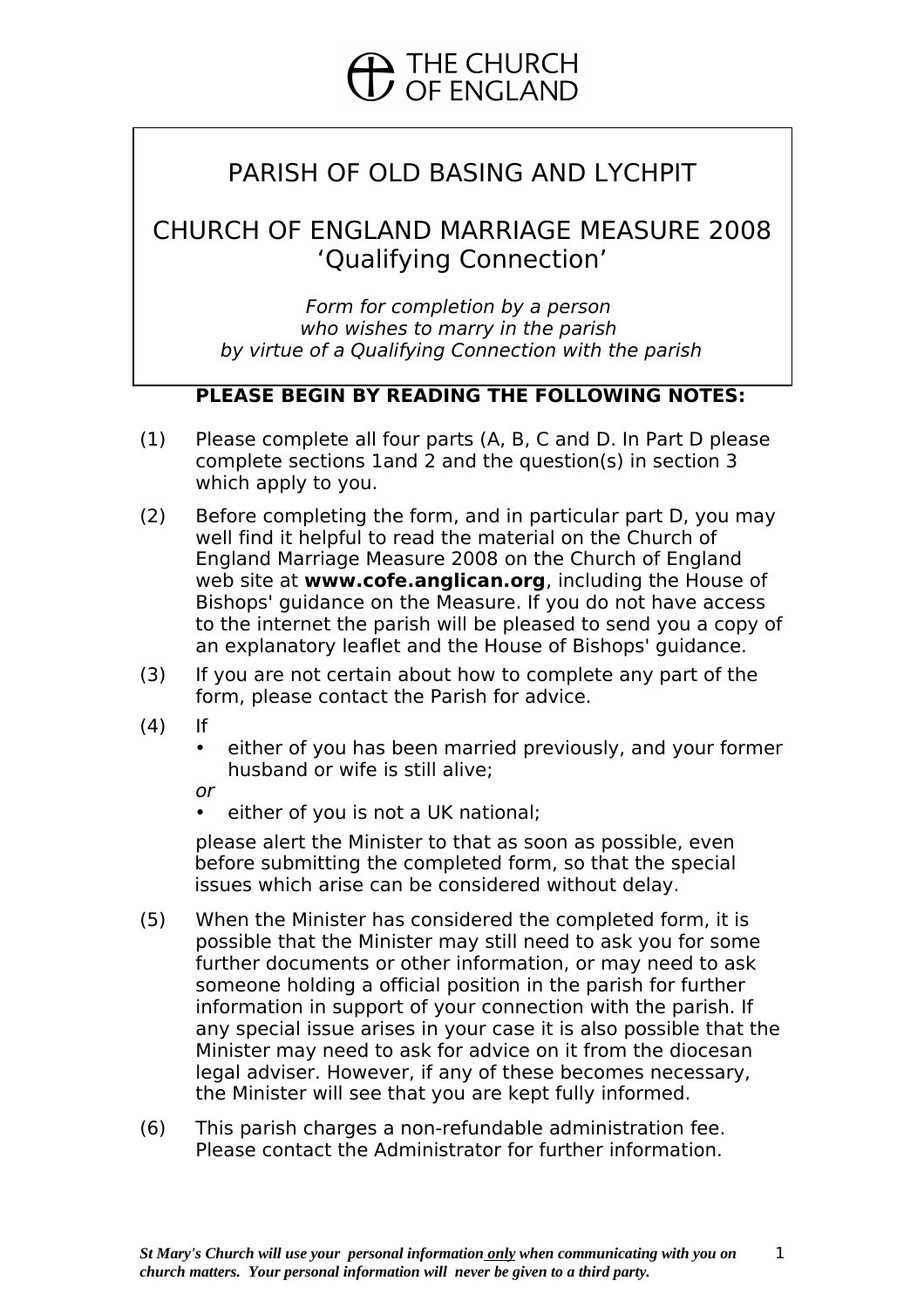THE CHURCH OF ENGLAND

# PARISH OF OLD BASING AND LYCHPIT

## CHURCH OF ENGLAND MARRIAGE MEASURE 2008 ‘Qualifying Connection’

*Form for completion by a person who wishes to marry in the parish by virtue of a Qualifying Connection with the parish*

**PLEASE BEGIN BY READING THE FOLLOWING NOTES:**

(1) Please complete all four parts (A, B, C and D. In Part D please complete sections 1and 2 and the question(s) in section 3 which apply to you.

(2) Before completing the form, and in particular part D, you may well find it helpful to read the material on the Church of England Marriage Measure 2008 on the Church of England web site at **www.cofe.anglican.org**, including the House of Bishops' guidance on the Measure. If you do not have access to the internet the parish will be pleased to send you a copy of an explanatory leaflet and the House of Bishops' guidance.

(3) If you are not certain about how to complete any part of the form, please contact the Parish for advice.

(4) If
- either of you has been married previously, and your former husband or wife is still alive;

*or*
- either of you is not a UK national;

please alert the Minister to that as soon as possible, even before submitting the completed form, so that the special issues which arise can be considered without delay.

(5) When the Minister has considered the completed form, it is possible that the Minister may still need to ask you for some further documents or other information, or may need to ask someone holding a official position in the parish for further information in support of your connection with the parish. If any special issue arises in your case it is also possible that the Minister may need to ask for advice on it from the diocesan legal adviser. However, if any of these becomes necessary, the Minister will see that you are kept fully informed.

(6) This parish charges a non-refundable administration fee. Please contact the Administrator for further information.

***St Mary's Church will use your personal information only when communicating with you on church matters. Your personal information will never be given to a third party.***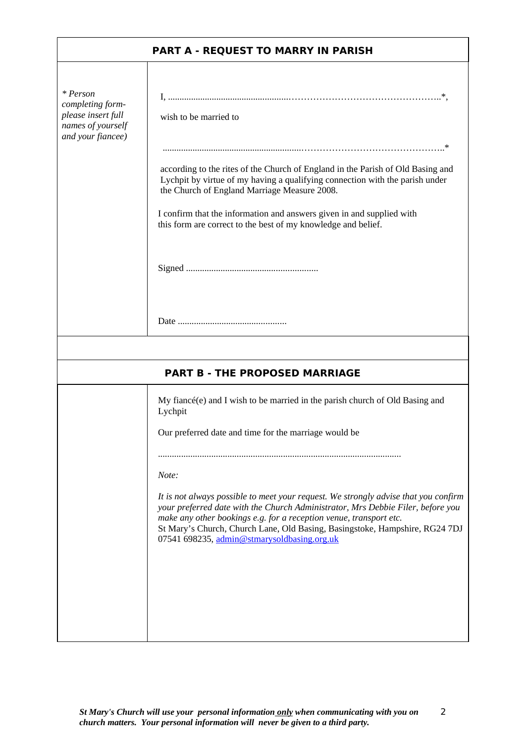## PART A - REQUEST TO MARRY IN PARISH

*\* Person completing form- please insert full names of yourself and your fiancee)*

I, ......................................................………………………………………..*,

wish to be married to

..............................................................……………………………………..*

according to the rites of the Church of England in the Parish of Old Basing and Lychpit by virtue of my having a qualifying connection with the parish under the Church of England Marriage Measure 2008.

I confirm that the information and answers given in and supplied with this form are correct to the best of my knowledge and belief.

Signed .........................................................

Date ...............................................

## PART B - THE PROPOSED MARRIAGE

My fiancé(e) and I wish to be married in the parish church of Old Basing and Lychpit

Our preferred date and time for the marriage would be

........................................................................................................

*Note:*

*It is not always possible to meet your request. We strongly advise that you confirm your preferred date with the Church Administrator, Mrs Debbie Filer, before you make any other bookings e.g. for a reception venue, transport etc.*
St Mary's Church, Church Lane, Old Basing, Basingstoke, Hampshire, RG24 7DJ
07541 698235, admin@stmarysoldbasing.org.uk

***St Mary's Church will use your personal information <u>only</u> when communicating with you on church matters. Your personal information will never be given to a third party.***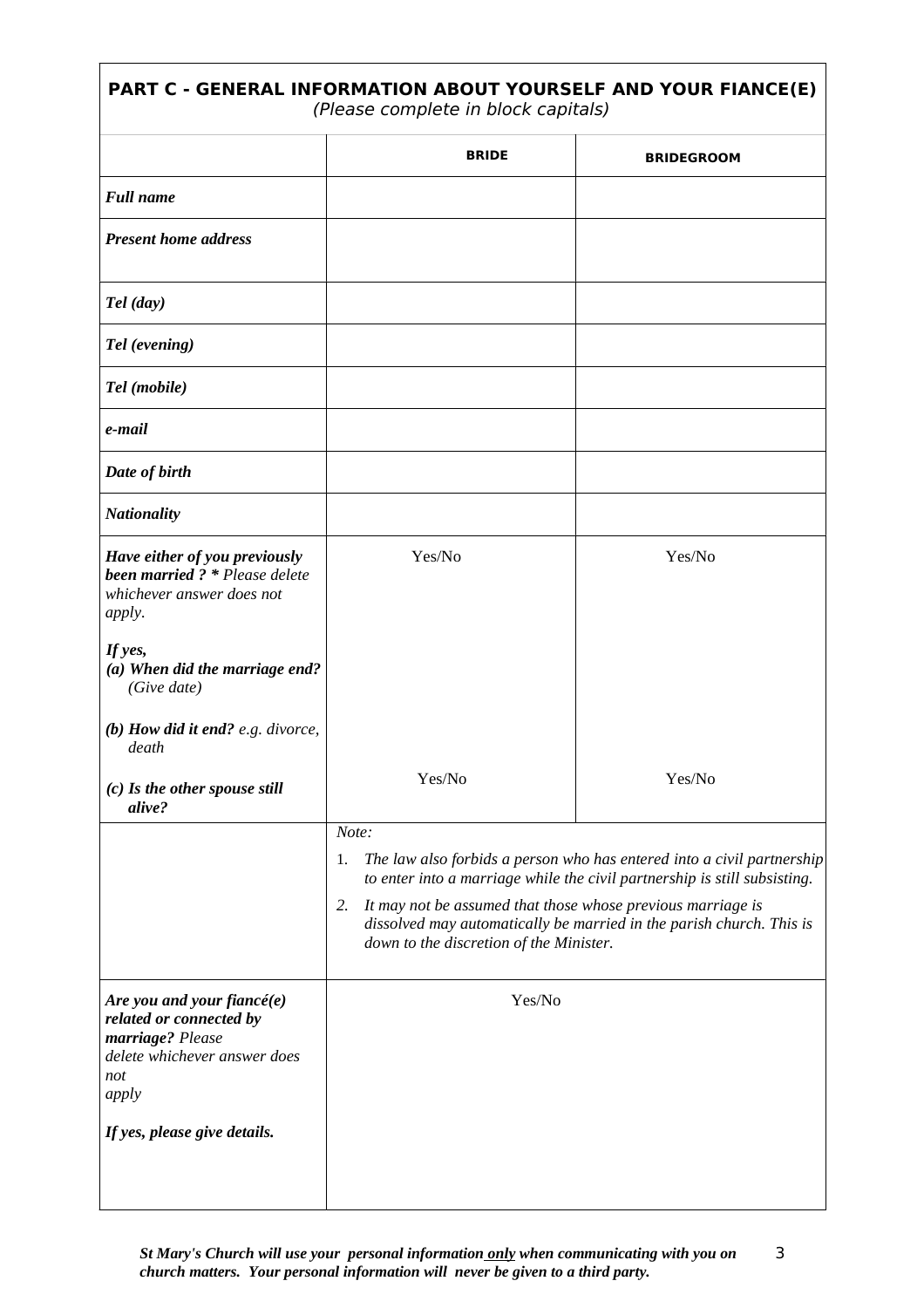## PART C - GENERAL INFORMATION ABOUT YOURSELF AND YOUR FIANCE(E)

*(Please complete in block capitals)*

| | BRIDE | BRIDEGROOM |
|---|---|---|
| ***Full name*** | | |
| ***Present home address*** | | |
| ***Tel (day)*** | | |
| ***Tel (evening)*** | | |
| ***Tel (mobile)*** | | |
| ***e-mail*** | | |
| ***Date of birth*** | | |
| ***Nationality*** | | |
| ***Have either of you previously been married ? **** *Please delete whichever answer does not apply.*<br><br>***If yes,***<br>***(a) When did the marriage end?*** *(Give date)*<br><br>***(b) How did it end?*** *e.g. divorce, death*<br><br>***(c) Is the other spouse still alive?*** | Yes/No<br><br><br><br><br><br><br><br>Yes/No | Yes/No<br><br><br><br><br><br><br><br>Yes/No |
| | *Note:*<br>1. *The law also forbids a person who has entered into a civil partnership to enter into a marriage while the civil partnership is still subsisting.*<br>2. *It may not be assumed that those whose previous marriage is dissolved may automatically be married in the parish church. This is down to the discretion of the Minister.* | |
| ***Are you and your fiancé(e) related or connected by marriage?*** *Please delete whichever answer does not apply*<br><br>***If yes, please give details.*** | Yes/No | |

***St Mary's Church will use your personal information <u>only</u> when communicating with you on church matters. Your personal information will never be given to a third party.***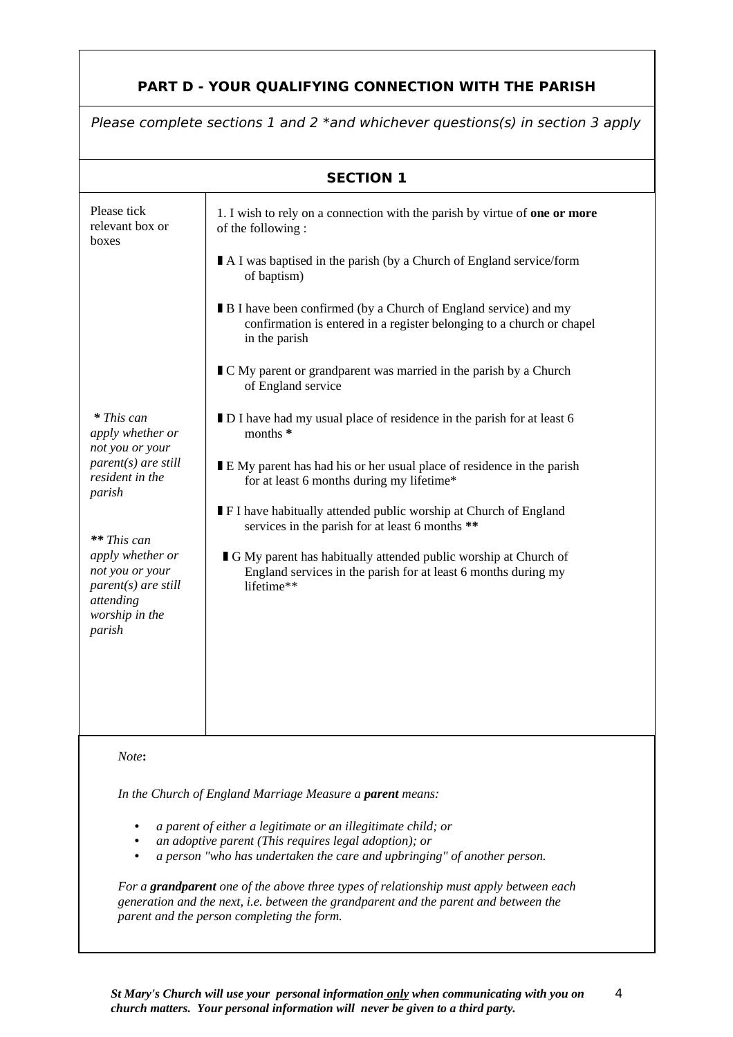## PART D - YOUR QUALIFYING CONNECTION WITH THE PARISH

*Please complete sections 1 and 2 \*and whichever questions(s) in section 3 apply*

### SECTION 1

| | |
|---|---|
| Please tick relevant box or boxes | 1. I wish to rely on a connection with the parish by virtue of **one or more** of the following : |
| | ▮ A I was baptised in the parish (by a Church of England service/form of baptism) |
| | ▮ B I have been confirmed (by a Church of England service) and my confirmation is entered in a register belonging to a church or chapel in the parish |
| | ▮ C My parent or grandparent was married in the parish by a Church of England service |
| ***** *This can apply whether or not you or your parent(s) are still resident in the parish* | ▮ D I have had my usual place of residence in the parish for at least 6 months **\*** |
| | ▮ E My parent has had his or her usual place of residence in the parish for at least 6 months during my lifetime\* |
| ****** *This can apply whether or not you or your parent(s) are still attending worship in the parish* | ▮ F I have habitually attended public worship at Church of England services in the parish for at least 6 months **\*\*** |
| | ▮ G My parent has habitually attended public worship at Church of England services in the parish for at least 6 months during my lifetime\*\* |

*Note***:**

*In the Church of England Marriage Measure a* ***parent*** *means:*

- *a parent of either a legitimate or an illegitimate child; or*
- *an adoptive parent (This requires legal adoption); or*
- *a person "who has undertaken the care and upbringing" of another person.*

*For a* ***grandparent*** *one of the above three types of relationship must apply between each generation and the next, i.e. between the grandparent and the parent and between the parent and the person completing the form.*

***St Mary's Church will use your personal information*** ***only*** ***when communicating with you on church matters. Your personal information will never be given to a third party.***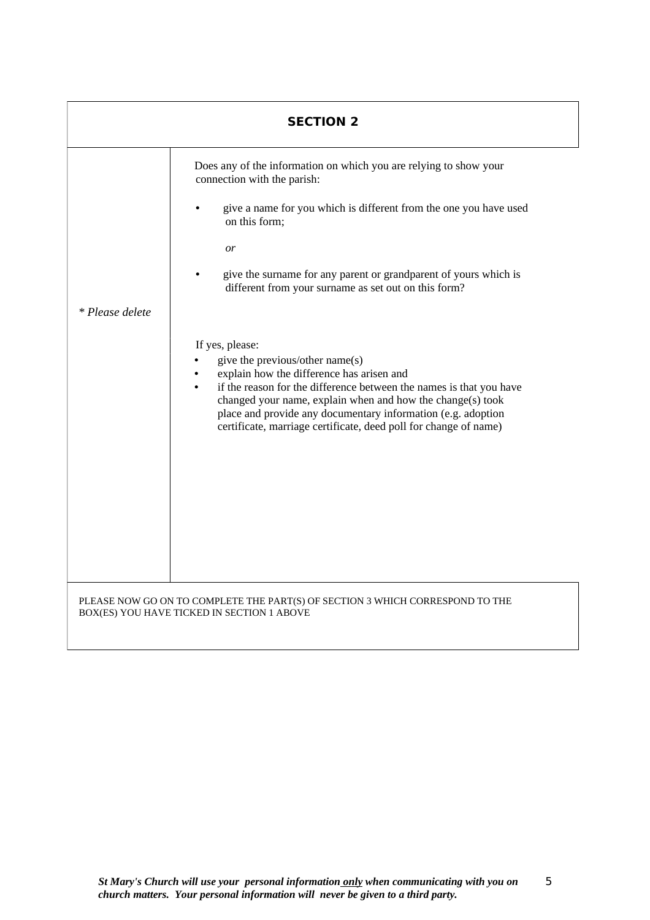## SECTION 2

| | |
|---|---|
| * *Please delete* | Does any of the information on which you are relying to show your connection with the parish:<br><br>• give a name for you which is different from the one you have used on this form;<br><br>*or*<br><br>• give the surname for any parent or grandparent of yours which is different from your surname as set out on this form?<br><br>If yes, please:<br>• give the previous/other name(s)<br>• explain how the difference has arisen and<br>• if the reason for the difference between the names is that you have changed your name, explain when and how the change(s) took place and provide any documentary information (e.g. adoption certificate, marriage certificate, deed poll for change of name) |

PLEASE NOW GO ON TO COMPLETE THE PART(S) OF SECTION 3 WHICH CORRESPOND TO THE BOX(ES) YOU HAVE TICKED IN SECTION 1 ABOVE

***St Mary's Church will use your personal information <u>only</u> when communicating with you on church matters. Your personal information will never be given to a third party.***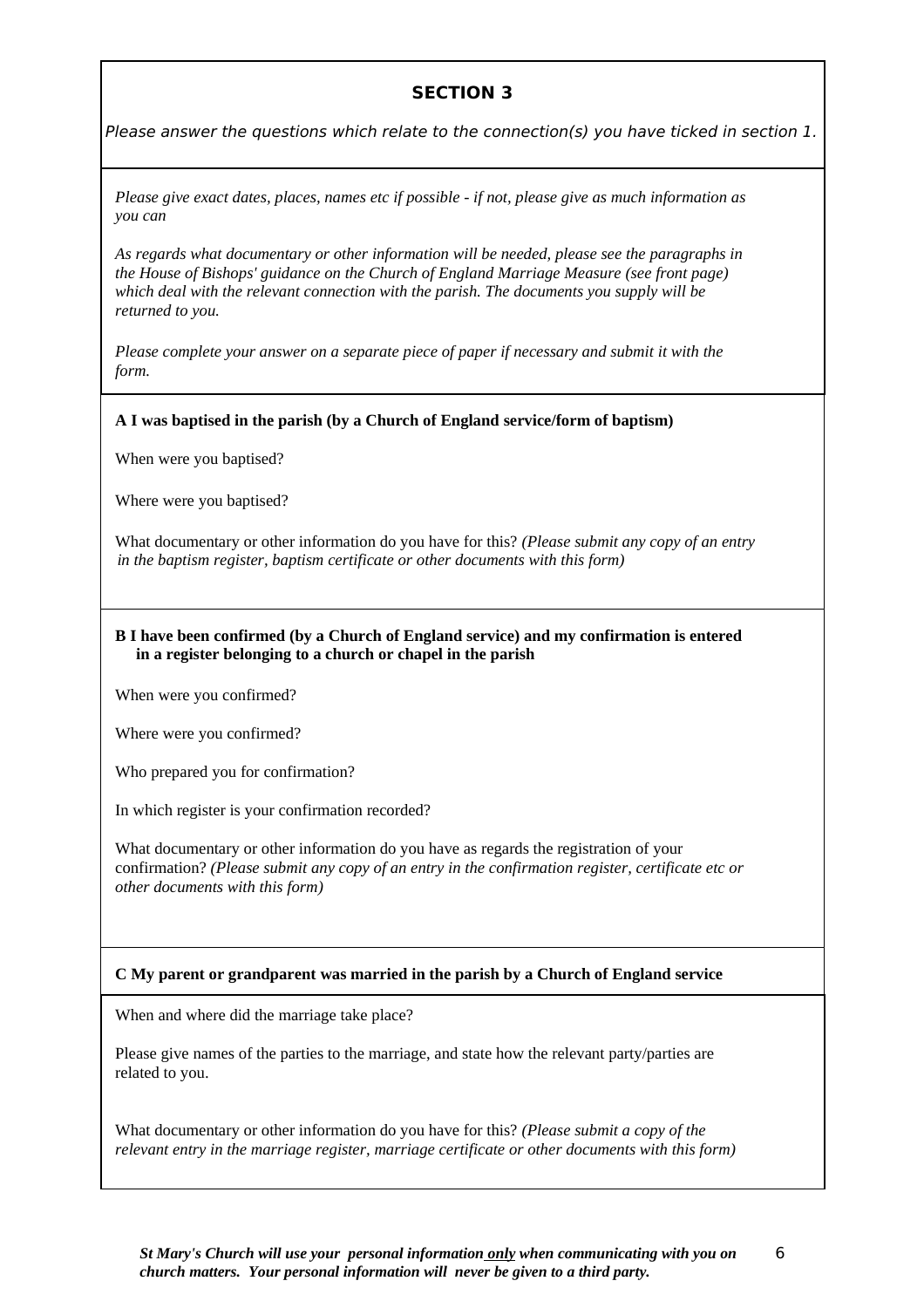## SECTION 3

*Please answer the questions which relate to the connection(s) you have ticked in section 1.*

*Please give exact dates, places, names etc if possible - if not, please give as much information as you can*

*As regards what documentary or other information will be needed, please see the paragraphs in the House of Bishops' guidance on the Church of England Marriage Measure (see front page) which deal with the relevant connection with the parish. The documents you supply will be returned to you.*

*Please complete your answer on a separate piece of paper if necessary and submit it with the form.*

**A I was baptised in the parish (by a Church of England service/form of baptism)**

When were you baptised?

Where were you baptised?

What documentary or other information do you have for this? *(Please submit any copy of an entry in the baptism register, baptism certificate or other documents with this form)*

**B I have been confirmed (by a Church of England service) and my confirmation is entered in a register belonging to a church or chapel in the parish**

When were you confirmed?

Where were you confirmed?

Who prepared you for confirmation?

In which register is your confirmation recorded?

What documentary or other information do you have as regards the registration of your confirmation? *(Please submit any copy of an entry in the confirmation register, certificate etc or other documents with this form)*

**C My parent or grandparent was married in the parish by a Church of England service**

When and where did the marriage take place?

Please give names of the parties to the marriage, and state how the relevant party/parties are related to you.

What documentary or other information do you have for this? *(Please submit a copy of the relevant entry in the marriage register, marriage certificate or other documents with this form)*

***St Mary's Church will use your personal information <u>only</u> when communicating with you on church matters. Your personal information will never be given to a third party.***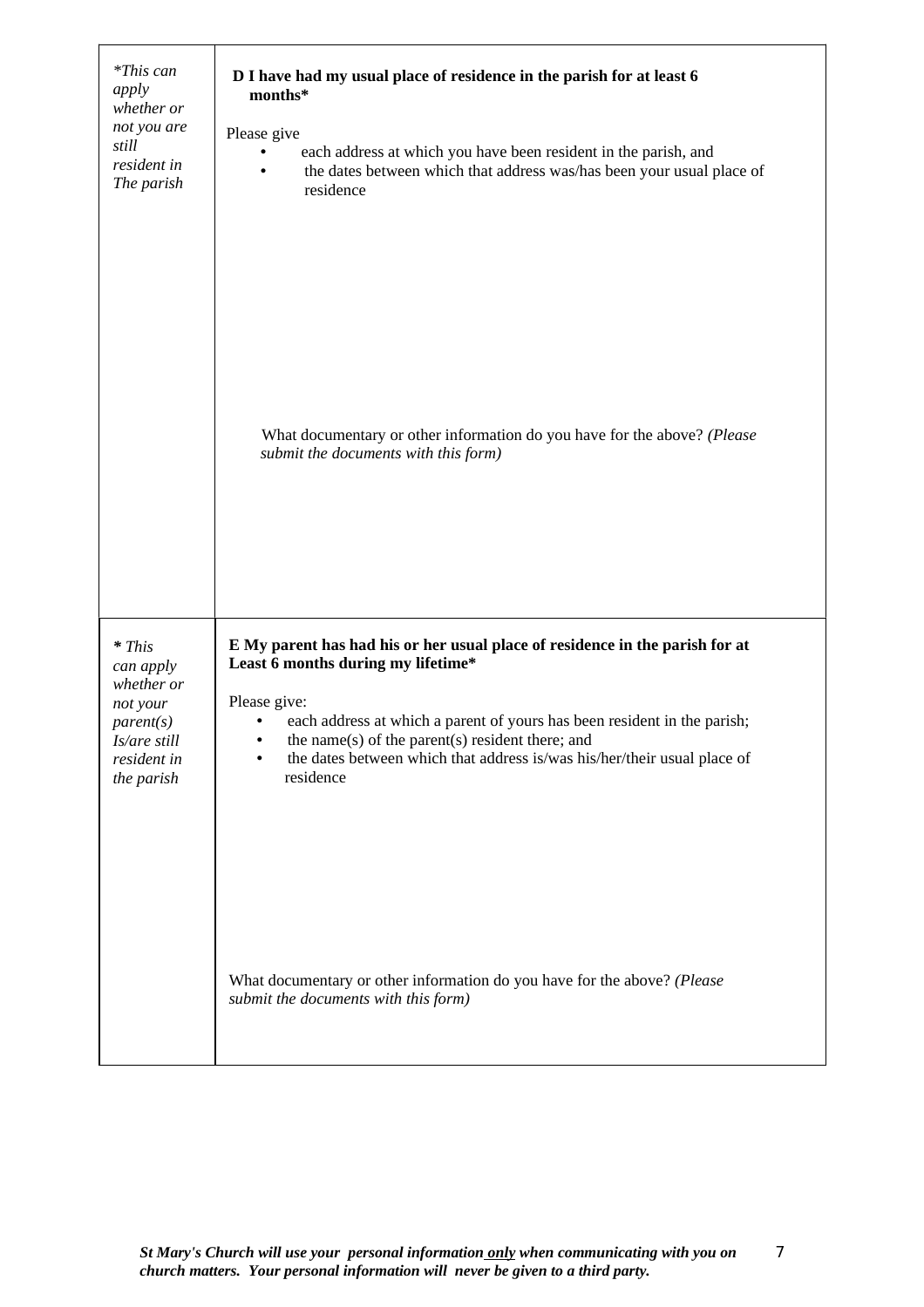| | |
|---|---|
| *\*This can apply whether or not you are still resident in The parish* | **D I have had my usual place of residence in the parish for at least 6 months\***<br><br>Please give<br>• each address at which you have been resident in the parish, and<br>• the dates between which that address was/has been your usual place of residence<br><br><br><br><br>What documentary or other information do you have for the above? *(Please submit the documents with this form)* |
| ***\*** This can apply whether or not your parent(s) Is/are still resident in the parish* | **E My parent has had his or her usual place of residence in the parish for at Least 6 months during my lifetime\***<br><br>Please give:<br>• each address at which a parent of yours has been resident in the parish;<br>• the name(s) of the parent(s) resident there; and<br>• the dates between which that address is/was his/her/their usual place of residence<br><br><br><br><br>What documentary or other information do you have for the above? *(Please submit the documents with this form)* |

***St Mary's Church will use your personal information <u>only</u> when communicating with you on church matters. Your personal information will never be given to a third party.***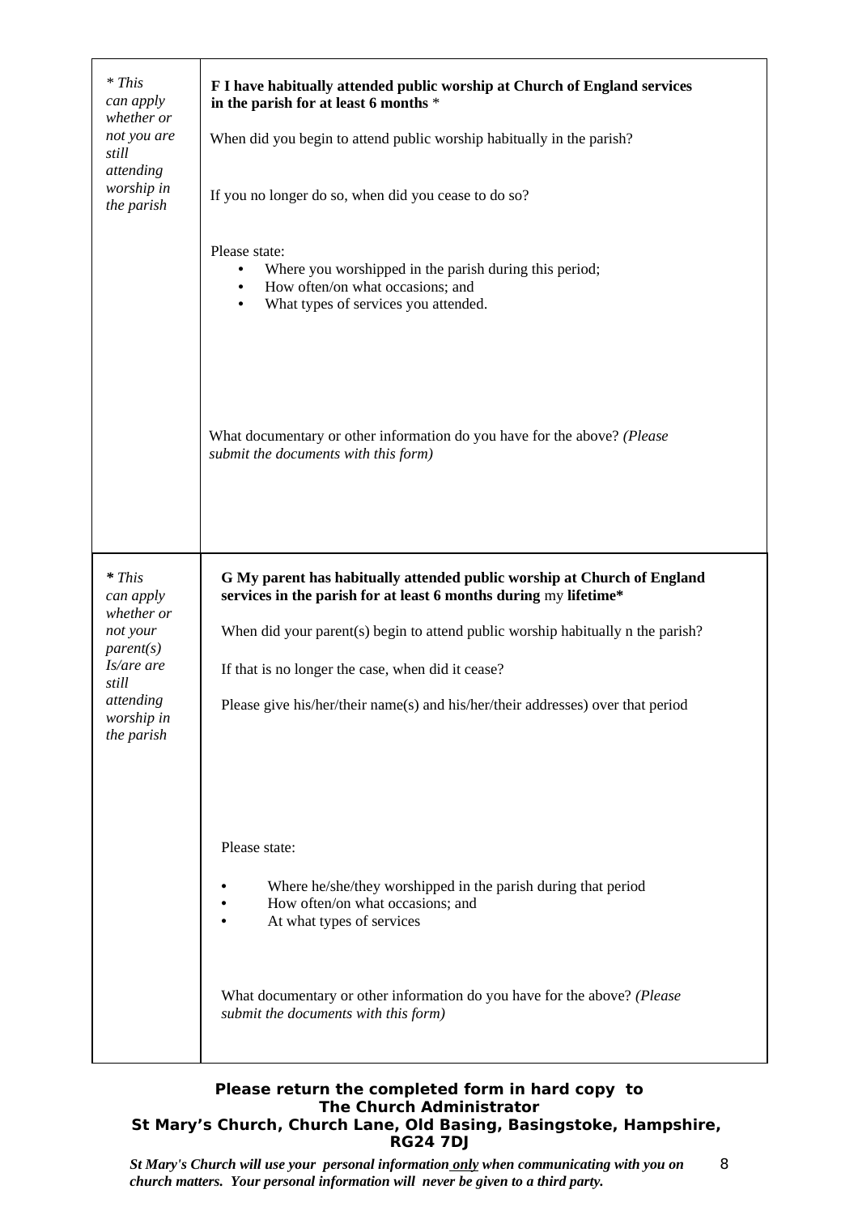| | |
|---|---|
| *\* This can apply whether or not you are still attending worship in the parish* | **F I have habitually attended public worship at Church of England services in the parish for at least 6 months** \*<br><br>When did you begin to attend public worship habitually in the parish?<br><br>If you no longer do so, when did you cease to do so?<br><br>Please state:<br>• Where you worshipped in the parish during this period;<br>• How often/on what occasions; and<br>• What types of services you attended.<br><br>What documentary or other information do you have for the above? *(Please submit the documents with this form)* |
| ***\**** *This can apply whether or not your parent(s) Is/are are still attending worship in the parish* | **G My parent has habitually attended public worship at Church of England services in the parish for at least 6 months during** my **lifetime\***<br><br>When did your parent(s) begin to attend public worship habitually n the parish?<br><br>If that is no longer the case, when did it cease?<br><br>Please give his/her/their name(s) and his/her/their addresses) over that period<br><br>Please state:<br>• Where he/she/they worshipped in the parish during that period<br>• How often/on what occasions; and<br>• At what types of services<br><br>What documentary or other information do you have for the above? *(Please submit the documents with this form)* |

**Please return the completed form in hard copy to**
**The Church Administrator**
**St Mary's Church, Church Lane, Old Basing, Basingstoke, Hampshire, RG24 7DJ**

***St Mary's Church will use your personal information only when communicating with you on church matters. Your personal information will never be given to a third party.***